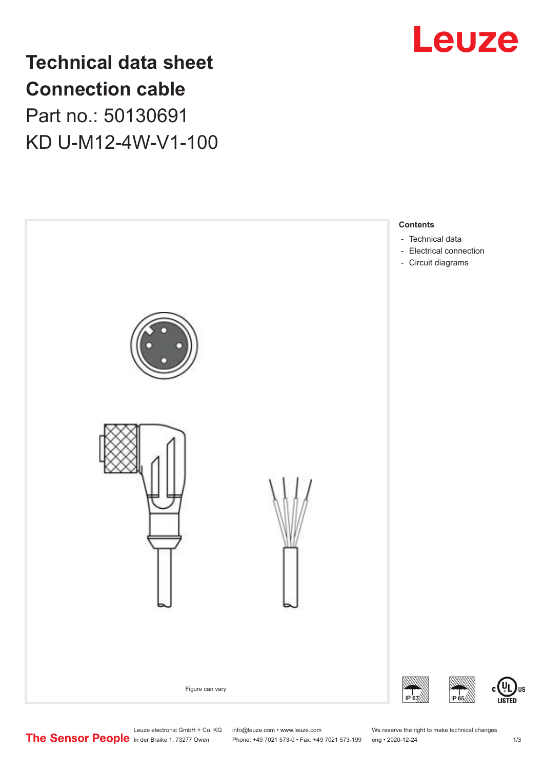# Technical data sheet
# Connection cable

Part no.: 50130691

KD U-M12-4W-V1-100

Figure can vary

**Contents**

- Technical data
- Electrical connection
- Circuit diagrams

Leuze electronic GmbH + Co. KG
In der Braike 1, 73277 Owen

info@leuze.com • www.leuze.com
Phone: +49 7021 573-0 • Fax: +49 7021 573-199

We reserve the right to make technical changes
eng • 2020-12-24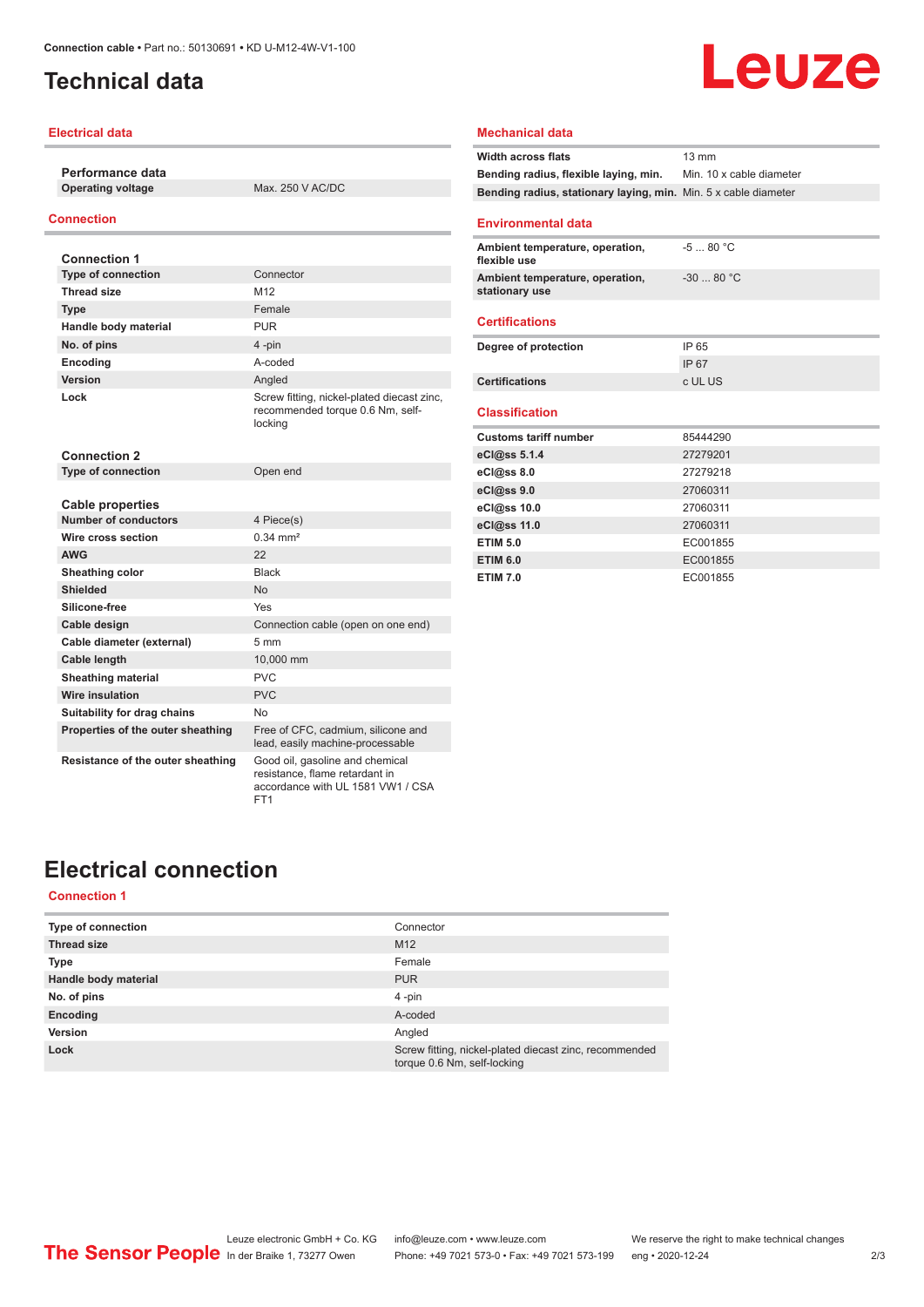# Technical data

## Electrical data

| Performance data | |
|---|---|
| Operating voltage | Max. 250 V AC/DC |

## Connection

| Connection 1 | |
|---|---|
| Type of connection | Connector |
| Thread size | M12 |
| Type | Female |
| Handle body material | PUR |
| No. of pins | 4 -pin |
| Encoding | A-coded |
| Version | Angled |
| Lock | Screw fitting, nickel-plated diecast zinc, recommended torque 0.6 Nm, self-locking |

| Connection 2 | |
|---|---|
| Type of connection | Open end |

| Cable properties | |
|---|---|
| Number of conductors | 4 Piece(s) |
| Wire cross section | 0.34 mm² |
| AWG | 22 |
| Sheathing color | Black |
| Shielded | No |
| Silicone-free | Yes |
| Cable design | Connection cable (open on one end) |
| Cable diameter (external) | 5 mm |
| Cable length | 10,000 mm |
| Sheathing material | PVC |
| Wire insulation | PVC |
| Suitability for drag chains | No |
| Properties of the outer sheathing | Free of CFC, cadmium, silicone and lead, easily machine-processable |
| Resistance of the outer sheathing | Good oil, gasoline and chemical resistance, flame retardant in accordance with UL 1581 VW1 / CSA FT1 |

## Mechanical data

| | |
|---|---|
| Width across flats | 13 mm |
| Bending radius, flexible laying, min. | Min. 10 x cable diameter |
| Bending radius, stationary laying, min. | Min. 5 x cable diameter |

## Environmental data

| | |
|---|---|
| Ambient temperature, operation, flexible use | -5 ... 80 °C |
| Ambient temperature, operation, stationary use | -30 ... 80 °C |

## Certifications

| | |
|---|---|
| Degree of protection | IP 65 |
| | IP 67 |
| Certifications | c UL US |

## Classification

| | |
|---|---|
| Customs tariff number | 85444290 |
| eCl@ss 5.1.4 | 27279201 |
| eCl@ss 8.0 | 27279218 |
| eCl@ss 9.0 | 27060311 |
| eCl@ss 10.0 | 27060311 |
| eCl@ss 11.0 | 27060311 |
| ETIM 5.0 | EC001855 |
| ETIM 6.0 | EC001855 |
| ETIM 7.0 | EC001855 |

# Electrical connection

## Connection 1

| | |
|---|---|
| Type of connection | Connector |
| Thread size | M12 |
| Type | Female |
| Handle body material | PUR |
| No. of pins | 4 -pin |
| Encoding | A-coded |
| Version | Angled |
| Lock | Screw fitting, nickel-plated diecast zinc, recommended torque 0.6 Nm, self-locking |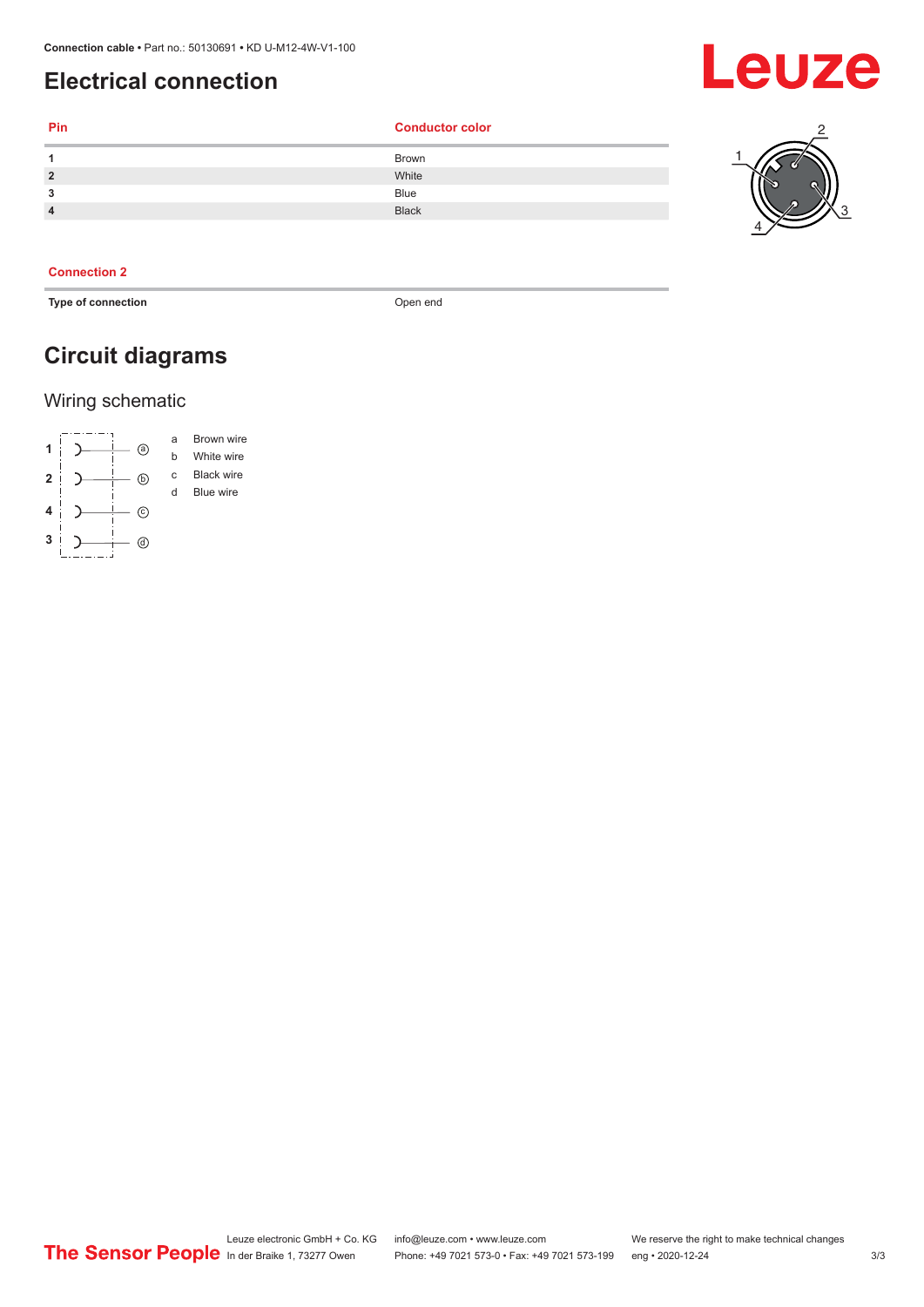# Electrical connection

| Pin | Conductor color |
|---|---|
| 1 | Brown |
| 2 | White |
| 3 | Blue |
| 4 | Black |

1
2
3
4

| Connection 2 | |
|---|---|
| Type of connection | Open end |

# Circuit diagrams

## Wiring schematic

1 ⓐ
2 ⓑ
4 ⓒ
3 ⓓ

a Brown wire
b White wire
c Black wire
d Blue wire